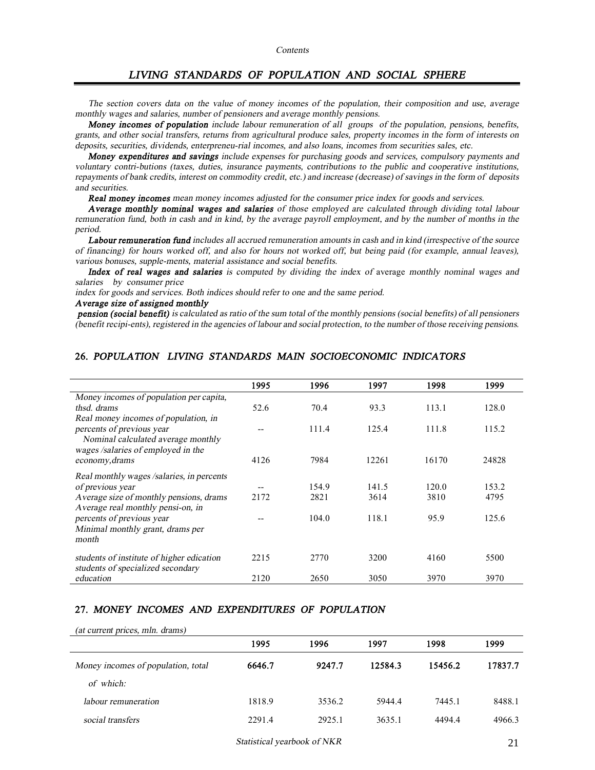## *LIVING STANDARDS OF POPULATION AND SOCIAL SPHERE*

*The section covers data on the value of money incomes of the population, their composition and use, average monthly wages and salaries, number of pensioners and average monthly pensions.*

***Money incomes of population*** *include labour remuneration of all groups of the population, pensions, benefits, grants, and other social transfers, returns from agricultural produce sales, property incomes in the form of interests on deposits, securities, dividends, enterpreneu-rial incomes, and also loans, incomes from securities sales, etc.*

***Money expenditures and savings*** *include expenses for purchasing goods and services, compulsory payments and voluntary contri-butions (taxes, duties, insurance payments, contributions to the public and cooperative institutions, repayments of bank credits, interest on commodity credit, etc.) and increase (decrease) of savings in the form of deposits and securities.*

***Real money incomes*** *mean money incomes adjusted for the consumer price index for goods and services.*

***Average monthly nominal wages and salaries*** *of those employed are calculated through dividing total labour remuneration fund, both in cash and in kind, by the average payroll employment, and by the number of months in the period.*

***Labour remuneration fund*** *includes all accrued remuneration amounts in cash and in kind (irrespective of the source of financing) for hours worked off, and also for hours not worked off, but being paid (for example, annual leaves), various bonuses, supple-ments, material assistance and social benefits.*

***Index of real wages and salaries*** *is computed by dividing the index of* average *monthly nominal wages and salaries by consumer price index for goods and services. Both indices should refer to one and the same period.*

***Average size of assigned monthly pension (social benefit)*** *is calculated as ratio of the sum total of the monthly pensions (social benefits) of all pensioners (benefit recipi-ents), registered in the agencies of labour and social protection, to the number of those receiving pensions.*

### 26. *POPULATION LIVING STANDARDS MAIN SOCIOECONOMIC INDICATORS*

| | 1995 | 1996 | 1997 | 1998 | 1999 |
|---|---|---|---|---|---|
| *Money incomes of population per capita, thsd. drams* | 52.6 | 70.4 | 93.3 | 113.1 | 128.0 |
| *Real money incomes of population, in percents of previous year* | -- | 111.4 | 125.4 | 111.8 | 115.2 |
| *Nominal calculated average monthly wages /salaries of employed in the economy,drams* | 4126 | 7984 | 12261 | 16170 | 24828 |
| *Real monthly wages /salaries, in percents of previous year* | -- | 154.9 | 141.5 | 120.0 | 153.2 |
| *Average size of monthly pensions, drams* | 2172 | 2821 | 3614 | 3810 | 4795 |
| *Average real monthly pensi-on, in percents of previous year* | -- | 104.0 | 118.1 | 95.9 | 125.6 |
| *Minimal monthly grant, drams per month* | | | | | |
| *students of institute of higher edication* | 2215 | 2770 | 3200 | 4160 | 5500 |
| *students of specialized secondary education* | 2120 | 2650 | 3050 | 3970 | 3970 |

### 27. *MONEY INCOMES AND EXPENDITURES OF POPULATION*

*(at current prices, mln. drams)*

| | 1995 | 1996 | 1997 | 1998 | 1999 |
|---|---|---|---|---|---|
| *Money incomes of population, total* | **6646.7** | **9247.7** | **12584.3** | **15456.2** | **17837.7** |
| *of which:* | | | | | |
| *labour remuneration* | 1818.9 | 3536.2 | 5944.4 | 7445.1 | 8488.1 |
| *social transfers* | 2291.4 | 2925.1 | 3635.1 | 4494.4 | 4966.3 |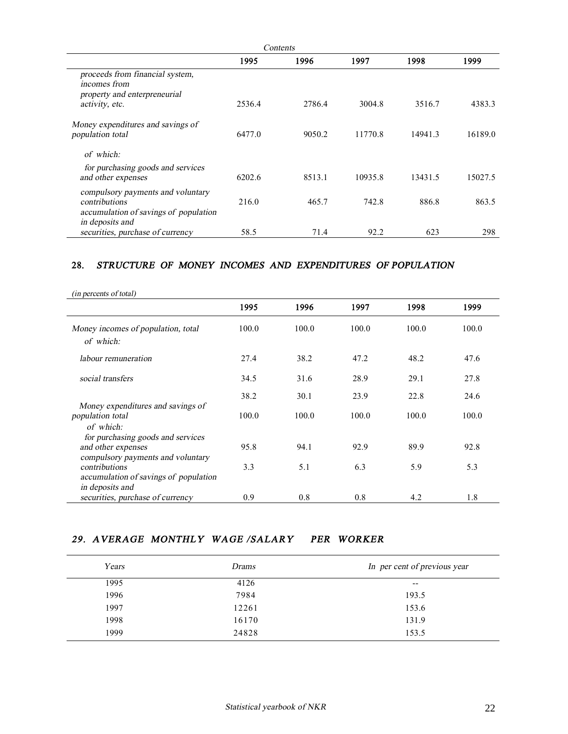*Contents*

| | 1995 | 1996 | 1997 | 1998 | 1999 |
|---|---|---|---|---|---|
| *proceeds from financial system, incomes from property and enterpreneurial activity, etc.* | 2536.4 | 2786.4 | 3004.8 | 3516.7 | 4383.3 |
| *Money expenditures and savings of population total* | 6477.0 | 9050.2 | 11770.8 | 14941.3 | 16189.0 |
| *of which:* | | | | | |
| *for purchasing goods and services and other expenses* | 6202.6 | 8513.1 | 10935.8 | 13431.5 | 15027.5 |
| *compulsory payments and voluntary contributions* | 216.0 | 465.7 | 742.8 | 886.8 | 863.5 |
| *accumulation of savings of population in deposits and securities, purchase of currency* | 58.5 | 71.4 | 92.2 | 623 | 298 |

## 28. *STRUCTURE OF MONEY INCOMES AND EXPENDITURES OF POPULATION*

*(in percents of total)*

| | 1995 | 1996 | 1997 | 1998 | 1999 |
|---|---|---|---|---|---|
| *Money incomes of population, total* | 100.0 | 100.0 | 100.0 | 100.0 | 100.0 |
| *of which:* | | | | | |
| *labour remuneration* | 27.4 | 38.2 | 47.2 | 48.2 | 47.6 |
| *social transfers* | 34.5 | 31.6 | 28.9 | 29.1 | 27.8 |
| | 38.2 | 30.1 | 23.9 | 22.8 | 24.6 |
| *Money expenditures and savings of population total* | 100.0 | 100.0 | 100.0 | 100.0 | 100.0 |
| *of which:* | | | | | |
| *for purchasing goods and services and other expenses* | 95.8 | 94.1 | 92.9 | 89.9 | 92.8 |
| *compulsory payments and voluntary contributions* | 3.3 | 5.1 | 6.3 | 5.9 | 5.3 |
| *accumulation of savings of population in deposits and securities, purchase of currency* | 0.9 | 0.8 | 0.8 | 4.2 | 1.8 |

## *29. AVERAGE MONTHLY WAGE /SALARY PER WORKER*

| *Years* | *Drams* | *In per cent of previous year* |
|---|---|---|
| 1995 | 4126 | -- |
| 1996 | 7984 | 193.5 |
| 1997 | 12261 | 153.6 |
| 1998 | 16170 | 131.9 |
| 1999 | 24828 | 153.5 |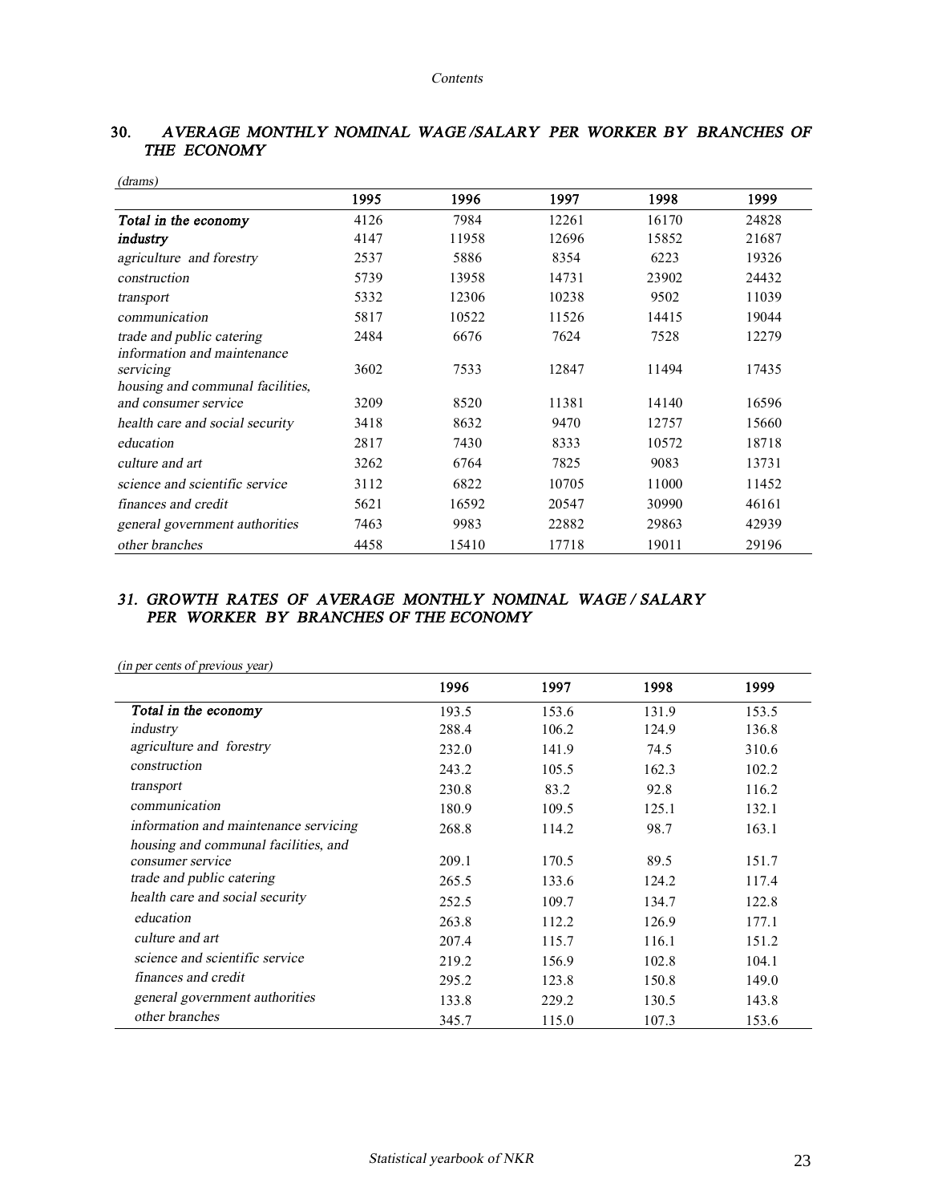## 30. *AVERAGE MONTHLY NOMINAL WAGE /SALARY PER WORKER BY BRANCHES OF THE ECONOMY*

*(drams)*

| | 1995 | 1996 | 1997 | 1998 | 1999 |
|---|---|---|---|---|---|
| ***Total in the economy*** | 4126 | 7984 | 12261 | 16170 | 24828 |
| ***industry*** | 4147 | 11958 | 12696 | 15852 | 21687 |
| *agriculture and forestry* | 2537 | 5886 | 8354 | 6223 | 19326 |
| *construction* | 5739 | 13958 | 14731 | 23902 | 24432 |
| *transport* | 5332 | 12306 | 10238 | 9502 | 11039 |
| *communication* | 5817 | 10522 | 11526 | 14415 | 19044 |
| *trade and public catering* | 2484 | 6676 | 7624 | 7528 | 12279 |
| *information and maintenance servicing* | 3602 | 7533 | 12847 | 11494 | 17435 |
| *housing and communal facilities, and consumer service* | 3209 | 8520 | 11381 | 14140 | 16596 |
| *health care and social security* | 3418 | 8632 | 9470 | 12757 | 15660 |
| *education* | 2817 | 7430 | 8333 | 10572 | 18718 |
| *culture and art* | 3262 | 6764 | 7825 | 9083 | 13731 |
| *science and scientific service* | 3112 | 6822 | 10705 | 11000 | 11452 |
| *finances and credit* | 5621 | 16592 | 20547 | 30990 | 46161 |
| *general government authorities* | 7463 | 9983 | 22882 | 29863 | 42939 |
| *other branches* | 4458 | 15410 | 17718 | 19011 | 29196 |

## *31. GROWTH RATES OF AVERAGE MONTHLY NOMINAL WAGE / SALARY PER WORKER BY BRANCHES OF THE ECONOMY*

*(in per cents of previous year)*

| | 1996 | 1997 | 1998 | 1999 |
|---|---|---|---|---|
| ***Total in the economy*** | 193.5 | 153.6 | 131.9 | 153.5 |
| *industry* | 288.4 | 106.2 | 124.9 | 136.8 |
| *agriculture and forestry* | 232.0 | 141.9 | 74.5 | 310.6 |
| *construction* | 243.2 | 105.5 | 162.3 | 102.2 |
| *transport* | 230.8 | 83.2 | 92.8 | 116.2 |
| *communication* | 180.9 | 109.5 | 125.1 | 132.1 |
| *information and maintenance servicing* | 268.8 | 114.2 | 98.7 | 163.1 |
| *housing and communal facilities, and consumer service* | 209.1 | 170.5 | 89.5 | 151.7 |
| *trade and public catering* | 265.5 | 133.6 | 124.2 | 117.4 |
| *health care and social security* | 252.5 | 109.7 | 134.7 | 122.8 |
| *education* | 263.8 | 112.2 | 126.9 | 177.1 |
| *culture and art* | 207.4 | 115.7 | 116.1 | 151.2 |
| *science and scientific service* | 219.2 | 156.9 | 102.8 | 104.1 |
| *finances and credit* | 295.2 | 123.8 | 150.8 | 149.0 |
| *general government authorities* | 133.8 | 229.2 | 130.5 | 143.8 |
| *other branches* | 345.7 | 115.0 | 107.3 | 153.6 |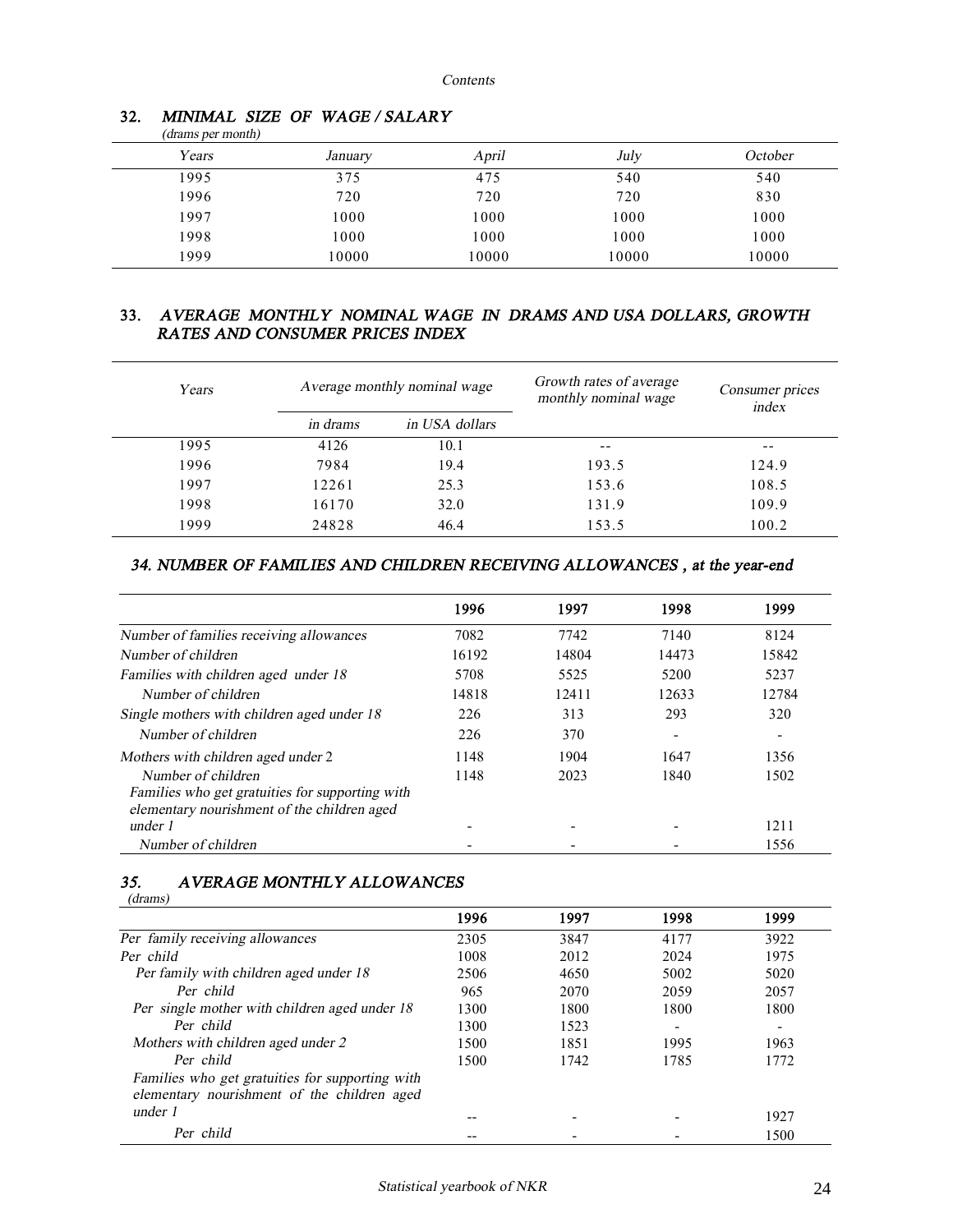Contents

## 32. *MINIMAL SIZE OF WAGE / SALARY*

*(drams per month)*

| Years | January | April | July | October |
|---|---|---|---|---|
| 1995 | 375 | 475 | 540 | 540 |
| 1996 | 720 | 720 | 720 | 830 |
| 1997 | 1000 | 1000 | 1000 | 1000 |
| 1998 | 1000 | 1000 | 1000 | 1000 |
| 1999 | 10000 | 10000 | 10000 | 10000 |

## 33. *AVERAGE MONTHLY NOMINAL WAGE IN DRAMS AND USA DOLLARS, GROWTH RATES AND CONSUMER PRICES INDEX*

| Years | Average monthly nominal wage | | Growth rates of average monthly nominal wage | Consumer prices index |
|---|---|---|---|---|
| | *in drams* | *in USA dollars* | | |
| 1995 | 4126 | 10.1 | -- | -- |
| 1996 | 7984 | 19.4 | 193.5 | 124.9 |
| 1997 | 12261 | 25.3 | 153.6 | 108.5 |
| 1998 | 16170 | 32.0 | 131.9 | 109.9 |
| 1999 | 24828 | 46.4 | 153.5 | 100.2 |

## *34. NUMBER OF FAMILIES AND CHILDREN RECEIVING ALLOWANCES , at the year-end*

| | 1996 | 1997 | 1998 | 1999 |
|---|---|---|---|---|
| *Number of families receiving allowances* | 7082 | 7742 | 7140 | 8124 |
| *Number of children* | 16192 | 14804 | 14473 | 15842 |
| *Families with children aged under 18* | 5708 | 5525 | 5200 | 5237 |
| *Number of children* | 14818 | 12411 | 12633 | 12784 |
| *Single mothers with children aged under 18* | 226 | 313 | 293 | 320 |
| *Number of children* | 226 | 370 | - | - |
| *Mothers with children aged under 2* | 1148 | 1904 | 1647 | 1356 |
| *Number of children* | 1148 | 2023 | 1840 | 1502 |
| *Families who get gratuities for supporting with elementary nourishment of the children aged under 1* | - | - | - | 1211 |
| *Number of children* | - | - | - | 1556 |

## *35. AVERAGE MONTHLY ALLOWANCES*

*(drams)*

| | 1996 | 1997 | 1998 | 1999 |
|---|---|---|---|---|
| *Per family receiving allowances* | 2305 | 3847 | 4177 | 3922 |
| *Per child* | 1008 | 2012 | 2024 | 1975 |
| *Per family with children aged under 18* | 2506 | 4650 | 5002 | 5020 |
| *Per child* | 965 | 2070 | 2059 | 2057 |
| *Per single mother with children aged under 18* | 1300 | 1800 | 1800 | 1800 |
| *Per child* | 1300 | 1523 | - | - |
| *Mothers with children aged under 2* | 1500 | 1851 | 1995 | 1963 |
| *Per child* | 1500 | 1742 | 1785 | 1772 |
| *Families who get gratuities for supporting with elementary nourishment of the children aged under 1* | -- | - | - | 1927 |
| *Per child* | -- | - | - | 1500 |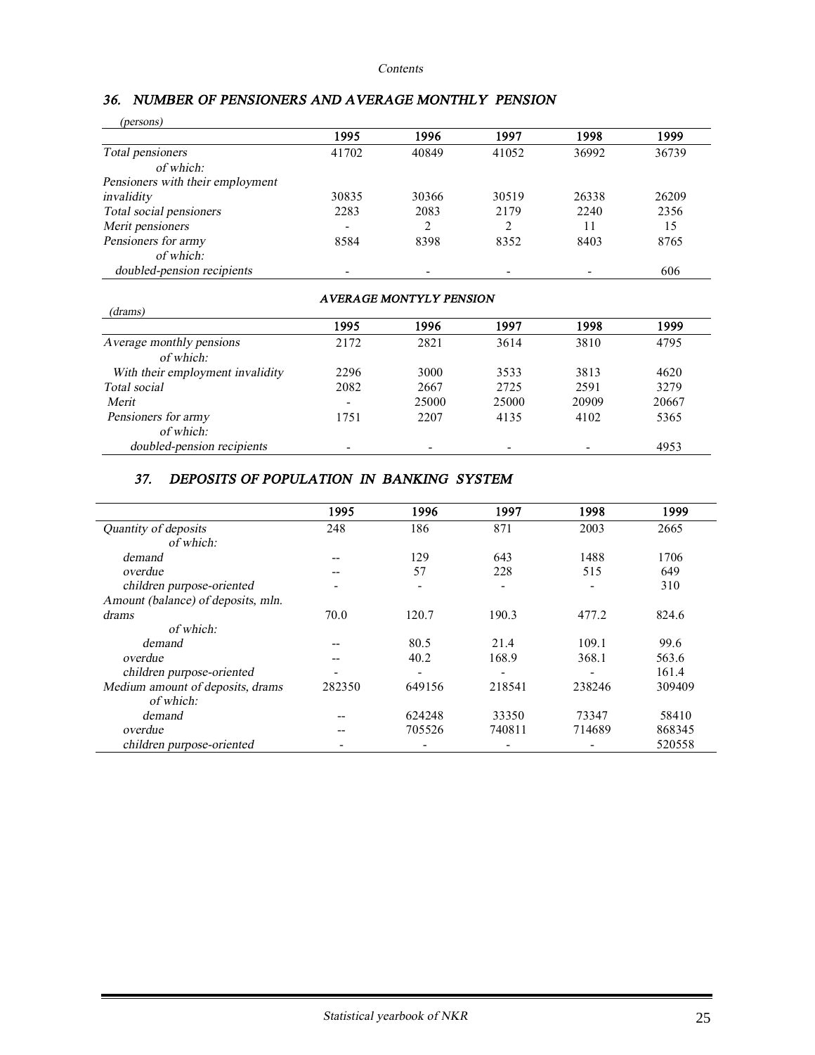## 36. NUMBER OF PENSIONERS AND AVERAGE MONTHLY PENSION

*(persons)*

| | 1995 | 1996 | 1997 | 1998 | 1999 |
|---|---|---|---|---|---|
| *Total pensioners* | 41702 | 40849 | 41052 | 36992 | 36739 |
| *of which:* | | | | | |
| *Pensioners with their employment invalidity* | 30835 | 30366 | 30519 | 26338 | 26209 |
| *Total social pensioners* | 2283 | 2083 | 2179 | 2240 | 2356 |
| *Merit pensioners* | - | 2 | 2 | 11 | 15 |
| *Pensioners for army* | 8584 | 8398 | 8352 | 8403 | 8765 |
| *of which:* | | | | | |
| *doubled-pension recipients* | - | - | - | - | 606 |

### AVERAGE MONTYLY PENSION

*(drams)*

| | 1995 | 1996 | 1997 | 1998 | 1999 |
|---|---|---|---|---|---|
| *Average monthly pensions* | 2172 | 2821 | 3614 | 3810 | 4795 |
| *of which:* | | | | | |
| *With their employment invalidity* | 2296 | 3000 | 3533 | 3813 | 4620 |
| *Total social* | 2082 | 2667 | 2725 | 2591 | 3279 |
| *Merit* | - | 25000 | 25000 | 20909 | 20667 |
| *Pensioners for army* | 1751 | 2207 | 4135 | 4102 | 5365 |
| *of which:* | | | | | |
| *doubled-pension recipients* | - | - | - | - | 4953 |

## 37. DEPOSITS OF POPULATION IN BANKING SYSTEM

| | 1995 | 1996 | 1997 | 1998 | 1999 |
|---|---|---|---|---|---|
| *Quantity of deposits* | 248 | 186 | 871 | 2003 | 2665 |
| *of which:* | | | | | |
| *demand* | -- | 129 | 643 | 1488 | 1706 |
| *overdue* | -- | 57 | 228 | 515 | 649 |
| *children purpose-oriented* | - | - | - | - | 310 |
| *Amount (balance) of deposits, mln. drams* | 70.0 | 120.7 | 190.3 | 477.2 | 824.6 |
| *of which:* | | | | | |
| *demand* | -- | 80.5 | 21.4 | 109.1 | 99.6 |
| *overdue* | -- | 40.2 | 168.9 | 368.1 | 563.6 |
| *children purpose-oriented* | - | - | - | - | 161.4 |
| *Medium amount of deposits, drams* | 282350 | 649156 | 218541 | 238246 | 309409 |
| *of which:* | | | | | |
| *demand* | -- | 624248 | 33350 | 73347 | 58410 |
| *overdue* | -- | 705526 | 740811 | 714689 | 868345 |
| *children purpose-oriented* | - | - | - | - | 520558 |